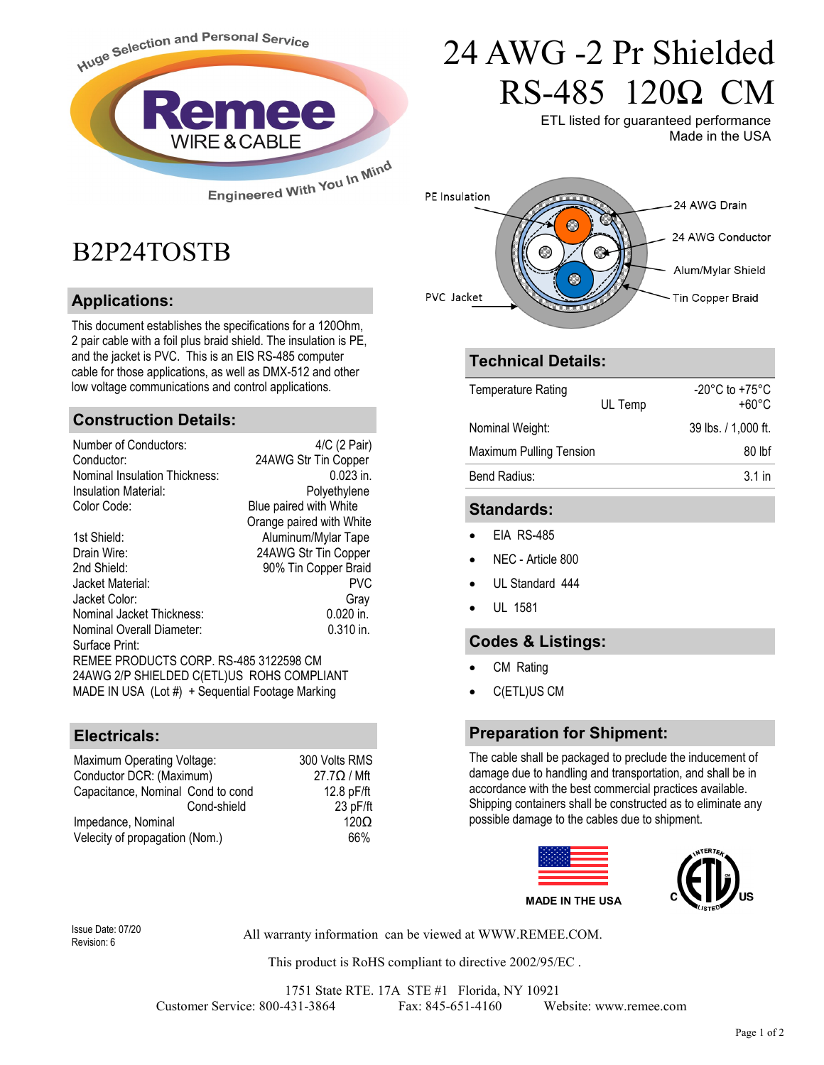# 24 AWG -2 Pr Shielded RS-485 120Ω CM

ETL listed for guaranteed performance
Made in the USA

Huge Selection and Personal Service
Remee WIRE & CABLE
Engineered With You In Mind

## B2P24TOSTB

PE Insulation — 24 AWG Drain — 24 AWG Conductor — Alum/Mylar Shield — Tin Copper Braid — PVC Jacket

### Applications:

This document establishes the specifications for a 120Ohm, 2 pair cable with a foil plus braid shield. The insulation is PE, and the jacket is PVC. This is an EIS RS-485 computer cable for those applications, as well as DMX-512 and other low voltage communications and control applications.

### Construction Details:

| | |
|---|---|
| Number of Conductors: | 4/C (2 Pair) |
| Conductor: | 24AWG Str Tin Copper |
| Nominal Insulation Thickness: | 0.023 in. |
| Insulation Material: | Polyethylene |
| Color Code: | Blue paired with White<br>Orange paired with White |
| 1st Shield: | Aluminum/Mylar Tape |
| Drain Wire: | 24AWG Str Tin Copper |
| 2nd Shield: | 90% Tin Copper Braid |
| Jacket Material: | PVC |
| Jacket Color: | Gray |
| Nominal Jacket Thickness: | 0.020 in. |
| Nominal Overall Diameter: | 0.310 in. |

Surface Print:
REMEE PRODUCTS CORP. RS-485 3122598 CM 24AWG 2/P SHIELDED C(ETL)US ROHS COMPLIANT MADE IN USA (Lot #) + Sequential Footage Marking

### Electricals:

| | |
|---|---|
| Maximum Operating Voltage: | 300 Volts RMS |
| Conductor DCR: (Maximum) | 27.7Ω / Mft |
| Capacitance, Nominal Cond to cond | 12.8 pF/ft |
| Cond-shield | 23 pF/ft |
| Impedance, Nominal | 120Ω |
| Velecity of propagation (Nom.) | 66% |

### Technical Details:

| | |
|---|---|
| Temperature Rating | -20°C to +75°C |
| UL Temp | +60°C |
| Nominal Weight: | 39 lbs. / 1,000 ft. |
| Maximum Pulling Tension | 80 lbf |
| Bend Radius: | 3.1 in |

### Standards:

- EIA RS-485
- NEC - Article 800
- UL Standard 444
- UL 1581

### Codes & Listings:

- CM Rating
- C(ETL)US CM

### Preparation for Shipment:

The cable shall be packaged to preclude the inducement of damage due to handling and transportation, and shall be in accordance with the best commercial practices available. Shipping containers shall be constructed as to eliminate any possible damage to the cables due to shipment.

MADE IN THE USA

Issue Date: 07/20
Revision: 6

All warranty information can be viewed at WWW.REMEE.COM.

This product is RoHS compliant to directive 2002/95/EC .

1751 State RTE. 17A STE #1 Florida, NY 10921
Customer Service: 800-431-3864 Fax: 845-651-4160 Website: www.remee.com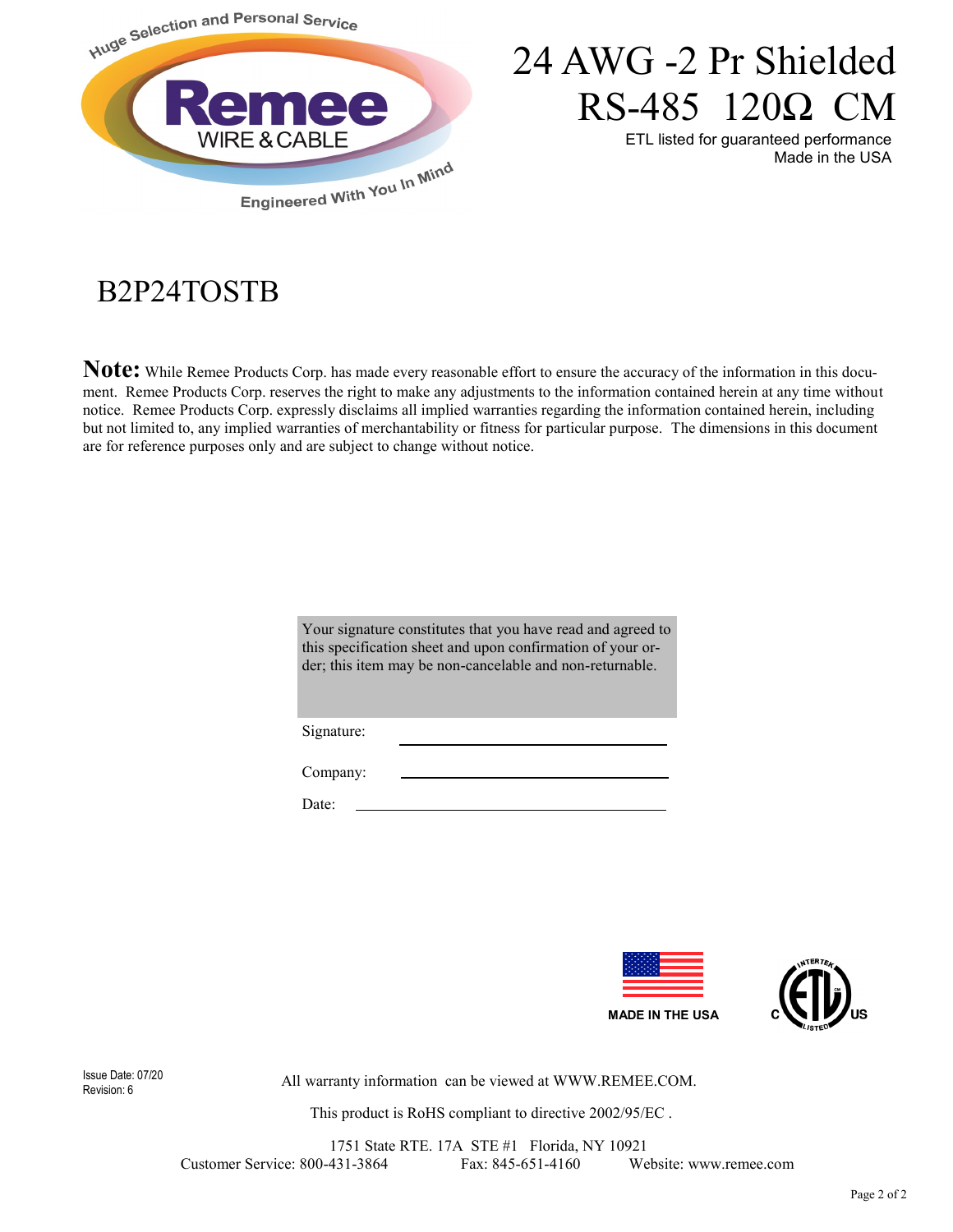# 24 AWG -2 Pr Shielded RS-485 120Ω CM

ETL listed for guaranteed performance
Made in the USA

## B2P24TOSTB

**Note:** While Remee Products Corp. has made every reasonable effort to ensure the accuracy of the information in this document. Remee Products Corp. reserves the right to make any adjustments to the information contained herein at any time without notice. Remee Products Corp. expressly disclaims all implied warranties regarding the information contained herein, including but not limited to, any implied warranties of merchantability or fitness for particular purpose. The dimensions in this document are for reference purposes only and are subject to change without notice.

Your signature constitutes that you have read and agreed to this specification sheet and upon confirmation of your order; this item may be non-cancelable and non-returnable.

Signature: ______________________

Company: ______________________

Date: ______________________

MADE IN THE USA

Issue Date: 07/20
Revision: 6

All warranty information can be viewed at WWW.REMEE.COM.

This product is RoHS compliant to directive 2002/95/EC .

1751 State RTE. 17A STE #1 Florida, NY 10921
Customer Service: 800-431-3864 Fax: 845-651-4160 Website: www.remee.com